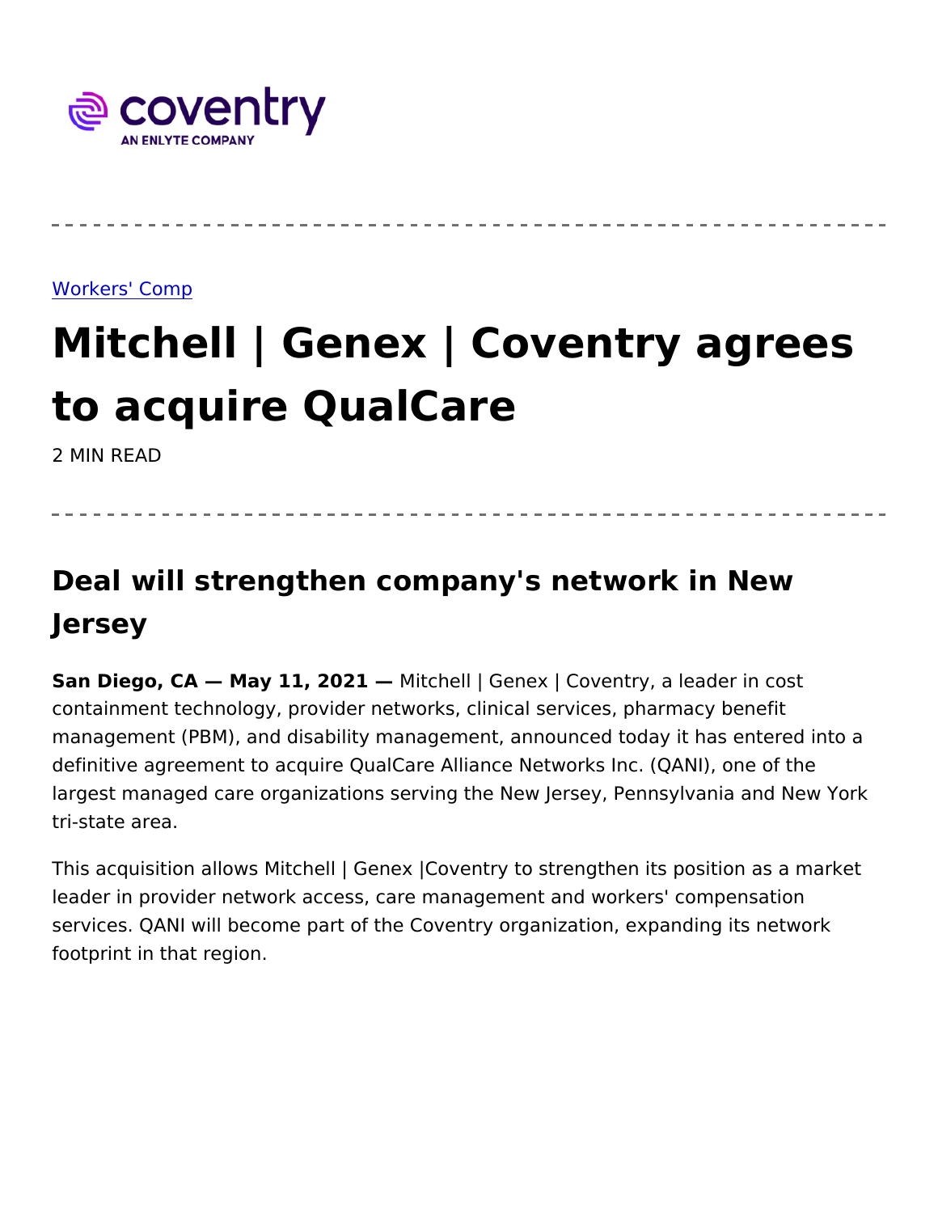coventry

AN ENLYTE COMPANY

---

Workers' Comp

# Mitchell | Genex | Coventry agrees to acquire QualCare

2 MIN READ

---

## Deal will strengthen company's network in New Jersey

**San Diego, CA — May 11, 2021 —** Mitchell | Genex | Coventry, a leader in cost containment technology, provider networks, clinical services, pharmacy benefit management (PBM), and disability management, announced today it has entered into a definitive agreement to acquire QualCare Alliance Networks Inc. (QANI), one of the largest managed care organizations serving the New Jersey, Pennsylvania and New York tri-state area.

This acquisition allows Mitchell | Genex |Coventry to strengthen its position as a market leader in provider network access, care management and workers' compensation services. QANI will become part of the Coventry organization, expanding its network footprint in that region.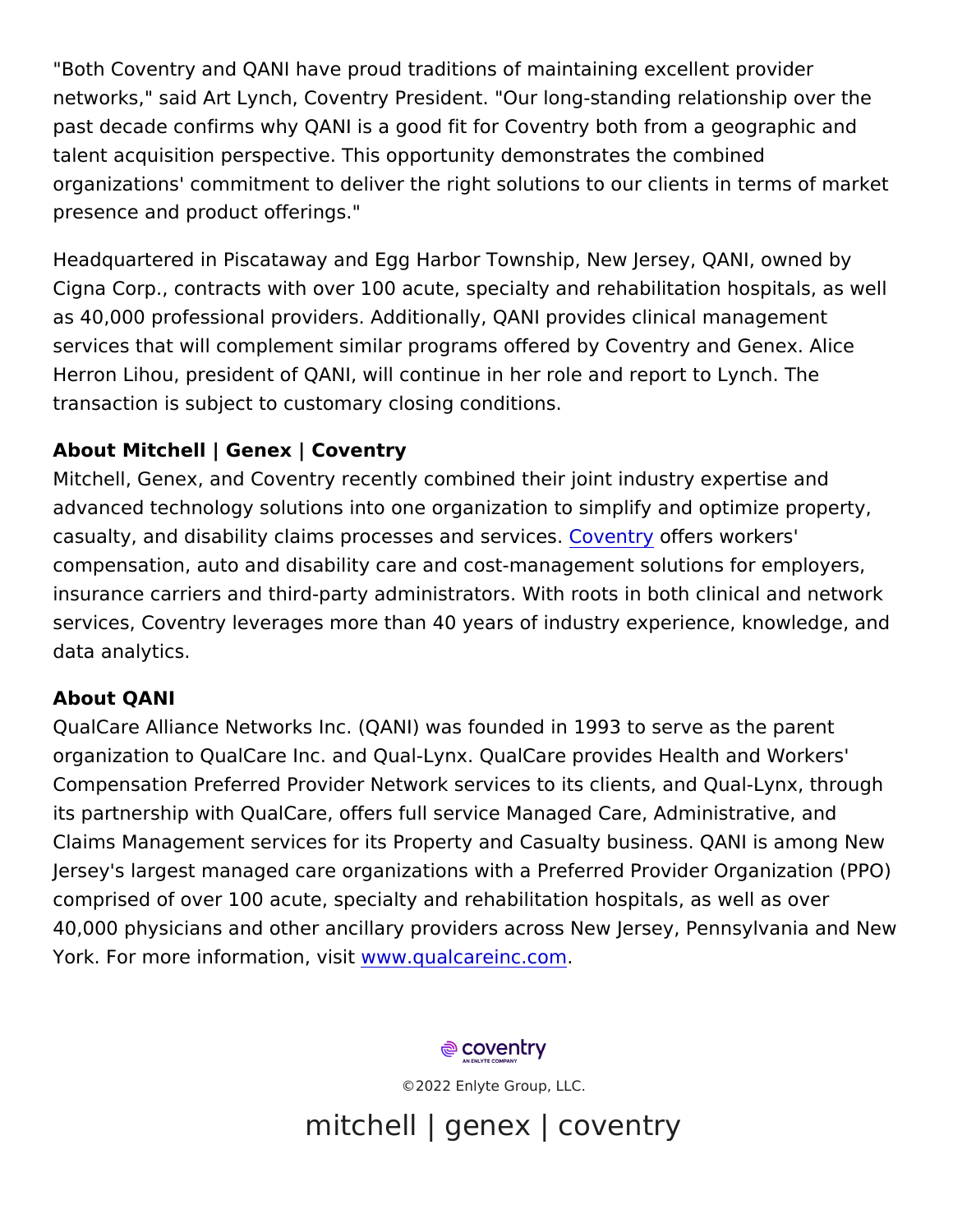"Both Coventry and QANI have proud traditions of maintaining excellent provider networks," said Art Lynch, Coventry President. "Our long-standing relationship over the past decade confirms why QANI is a good fit for Coventry both from a geographic and talent acquisition perspective. This opportunity demonstrates the combined organizations' commitment to deliver the right solutions to our clients in terms of market presence and product offerings."

Headquartered in Piscataway and Egg Harbor Township, New Jersey, QANI, owned by Cigna Corp., contracts with over 100 acute, specialty and rehabilitation hospitals, as well as 40,000 professional providers. Additionally, QANI provides clinical management services that will complement similar programs offered by Coventry and Genex. Alice Herron Lihou, president of QANI, will continue in her role and report to Lynch. The transaction is subject to customary closing conditions.

**About Mitchell | Genex | Coventry**

Mitchell, Genex, and Coventry recently combined their joint industry expertise and advanced technology solutions into one organization to simplify and optimize property, casualty, and disability claims processes and services. Coventry offers workers' compensation, auto and disability care and cost-management solutions for employers, insurance carriers and third-party administrators. With roots in both clinical and network services, Coventry leverages more than 40 years of industry experience, knowledge, and data analytics.

**About QANI**

QualCare Alliance Networks Inc. (QANI) was founded in 1993 to serve as the parent organization to QualCare Inc. and Qual-Lynx. QualCare provides Health and Workers' Compensation Preferred Provider Network services to its clients, and Qual-Lynx, through its partnership with QualCare, offers full service Managed Care, Administrative, and Claims Management services for its Property and Casualty business. QANI is among New Jersey's largest managed care organizations with a Preferred Provider Organization (PPO) comprised of over 100 acute, specialty and rehabilitation hospitals, as well as over 40,000 physicians and other ancillary providers across New Jersey, Pennsylvania and New York. For more information, visit www.qualcareinc.com.

©2022 Enlyte Group, LLC.

mitchell | genex | coventry